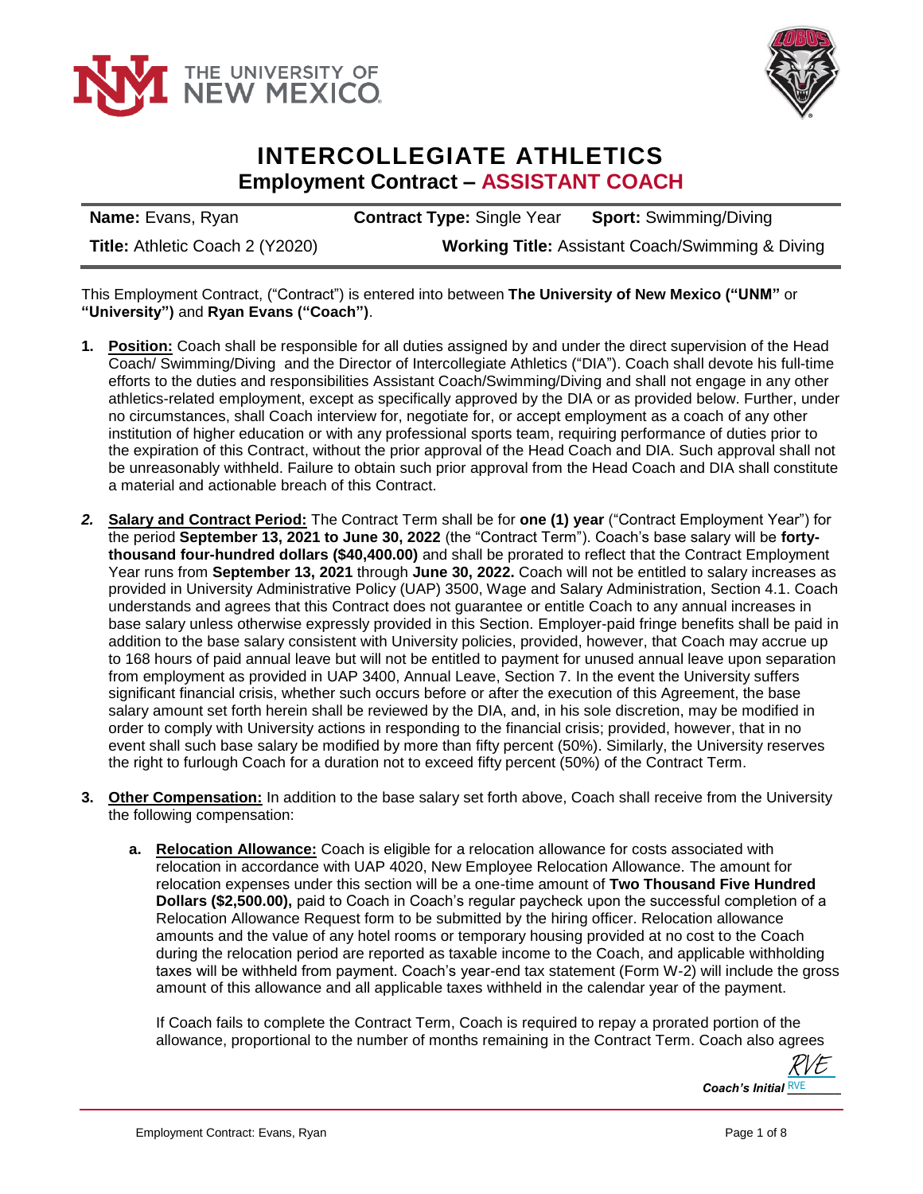# INTERCOLLEGIATE ATHLETICS

## Employment Contract – ASSISTANT COACH

| **Name:** Evans, Ryan | **Contract Type:** Single Year | **Sport:** Swimming/Diving |
|---|---|---|
| **Title:** Athletic Coach 2 (Y2020) | **Working Title:** Assistant Coach/Swimming & Diving | |

This Employment Contract, ("Contract") is entered into between **The University of New Mexico ("UNM"** or **"University")** and **Ryan Evans ("Coach")**.

1. **Position:** Coach shall be responsible for all duties assigned by and under the direct supervision of the Head Coach/ Swimming/Diving and the Director of Intercollegiate Athletics ("DIA"). Coach shall devote his full-time efforts to the duties and responsibilities Assistant Coach/Swimming/Diving and shall not engage in any other athletics-related employment, except as specifically approved by the DIA or as provided below. Further, under no circumstances, shall Coach interview for, negotiate for, or accept employment as a coach of any other institution of higher education or with any professional sports team, requiring performance of duties prior to the expiration of this Contract, without the prior approval of the Head Coach and DIA. Such approval shall not be unreasonably withheld. Failure to obtain such prior approval from the Head Coach and DIA shall constitute a material and actionable breach of this Contract.

2. **Salary and Contract Period:** The Contract Term shall be for **one (1) year** ("Contract Employment Year") for the period **September 13, 2021 to June 30, 2022** (the "Contract Term"). Coach's base salary will be **forty-thousand four-hundred dollars ($40,400.00)** and shall be prorated to reflect that the Contract Employment Year runs from **September 13, 2021** through **June 30, 2022.** Coach will not be entitled to salary increases as provided in University Administrative Policy (UAP) 3500, Wage and Salary Administration, Section 4.1. Coach understands and agrees that this Contract does not guarantee or entitle Coach to any annual increases in base salary unless otherwise expressly provided in this Section. Employer-paid fringe benefits shall be paid in addition to the base salary consistent with University policies, provided, however, that Coach may accrue up to 168 hours of paid annual leave but will not be entitled to payment for unused annual leave upon separation from employment as provided in UAP 3400, Annual Leave, Section 7. In the event the University suffers significant financial crisis, whether such occurs before or after the execution of this Agreement, the base salary amount set forth herein shall be reviewed by the DIA, and, in his sole discretion, may be modified in order to comply with University actions in responding to the financial crisis; provided, however, that in no event shall such base salary be modified by more than fifty percent (50%). Similarly, the University reserves the right to furlough Coach for a duration not to exceed fifty percent (50%) of the Contract Term.

3. **Other Compensation:** In addition to the base salary set forth above, Coach shall receive from the University the following compensation:

   a. **Relocation Allowance:** Coach is eligible for a relocation allowance for costs associated with relocation in accordance with UAP 4020, New Employee Relocation Allowance. The amount for relocation expenses under this section will be a one-time amount of **Two Thousand Five Hundred Dollars ($2,500.00),** paid to Coach in Coach's regular paycheck upon the successful completion of a Relocation Allowance Request form to be submitted by the hiring officer. Relocation allowance amounts and the value of any hotel rooms or temporary housing provided at no cost to the Coach during the relocation period are reported as taxable income to the Coach, and applicable withholding taxes will be withheld from payment. Coach's year-end tax statement (Form W-2) will include the gross amount of this allowance and all applicable taxes withheld in the calendar year of the payment.

   If Coach fails to complete the Contract Term, Coach is required to repay a prorated portion of the allowance, proportional to the number of months remaining in the Contract Term. Coach also agrees

*Coach's Initial* RVE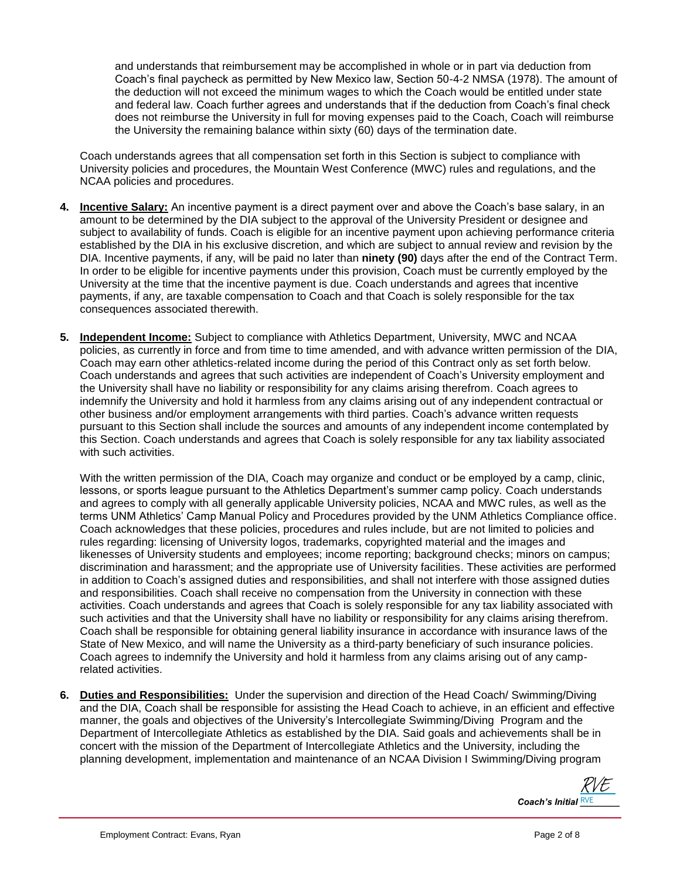and understands that reimbursement may be accomplished in whole or in part via deduction from Coach's final paycheck as permitted by New Mexico law, Section 50-4-2 NMSA (1978). The amount of the deduction will not exceed the minimum wages to which the Coach would be entitled under state and federal law. Coach further agrees and understands that if the deduction from Coach's final check does not reimburse the University in full for moving expenses paid to the Coach, Coach will reimburse the University the remaining balance within sixty (60) days of the termination date.

Coach understands agrees that all compensation set forth in this Section is subject to compliance with University policies and procedures, the Mountain West Conference (MWC) rules and regulations, and the NCAA policies and procedures.

4. **Incentive Salary:** An incentive payment is a direct payment over and above the Coach's base salary, in an amount to be determined by the DIA subject to the approval of the University President or designee and subject to availability of funds. Coach is eligible for an incentive payment upon achieving performance criteria established by the DIA in his exclusive discretion, and which are subject to annual review and revision by the DIA. Incentive payments, if any, will be paid no later than **ninety (90)** days after the end of the Contract Term. In order to be eligible for incentive payments under this provision, Coach must be currently employed by the University at the time that the incentive payment is due. Coach understands and agrees that incentive payments, if any, are taxable compensation to Coach and that Coach is solely responsible for the tax consequences associated therewith.

5. **Independent Income:** Subject to compliance with Athletics Department, University, MWC and NCAA policies, as currently in force and from time to time amended, and with advance written permission of the DIA, Coach may earn other athletics-related income during the period of this Contract only as set forth below. Coach understands and agrees that such activities are independent of Coach's University employment and the University shall have no liability or responsibility for any claims arising therefrom. Coach agrees to indemnify the University and hold it harmless from any claims arising out of any independent contractual or other business and/or employment arrangements with third parties. Coach's advance written requests pursuant to this Section shall include the sources and amounts of any independent income contemplated by this Section. Coach understands and agrees that Coach is solely responsible for any tax liability associated with such activities.

   With the written permission of the DIA, Coach may organize and conduct or be employed by a camp, clinic, lessons, or sports league pursuant to the Athletics Department's summer camp policy. Coach understands and agrees to comply with all generally applicable University policies, NCAA and MWC rules, as well as the terms UNM Athletics' Camp Manual Policy and Procedures provided by the UNM Athletics Compliance office. Coach acknowledges that these policies, procedures and rules include, but are not limited to policies and rules regarding: licensing of University logos, trademarks, copyrighted material and the images and likenesses of University students and employees; income reporting; background checks; minors on campus; discrimination and harassment; and the appropriate use of University facilities. These activities are performed in addition to Coach's assigned duties and responsibilities, and shall not interfere with those assigned duties and responsibilities. Coach shall receive no compensation from the University in connection with these activities. Coach understands and agrees that Coach is solely responsible for any tax liability associated with such activities and that the University shall have no liability or responsibility for any claims arising therefrom. Coach shall be responsible for obtaining general liability insurance in accordance with insurance laws of the State of New Mexico, and will name the University as a third-party beneficiary of such insurance policies. Coach agrees to indemnify the University and hold it harmless from any claims arising out of any camp-related activities.

6. **Duties and Responsibilities:** Under the supervision and direction of the Head Coach/ Swimming/Diving and the DIA, Coach shall be responsible for assisting the Head Coach to achieve, in an efficient and effective manner, the goals and objectives of the University's Intercollegiate Swimming/Diving Program and the Department of Intercollegiate Athletics as established by the DIA. Said goals and achievements shall be in concert with the mission of the Department of Intercollegiate Athletics and the University, including the planning development, implementation and maintenance of an NCAA Division I Swimming/Diving program

*Coach's Initial* RVE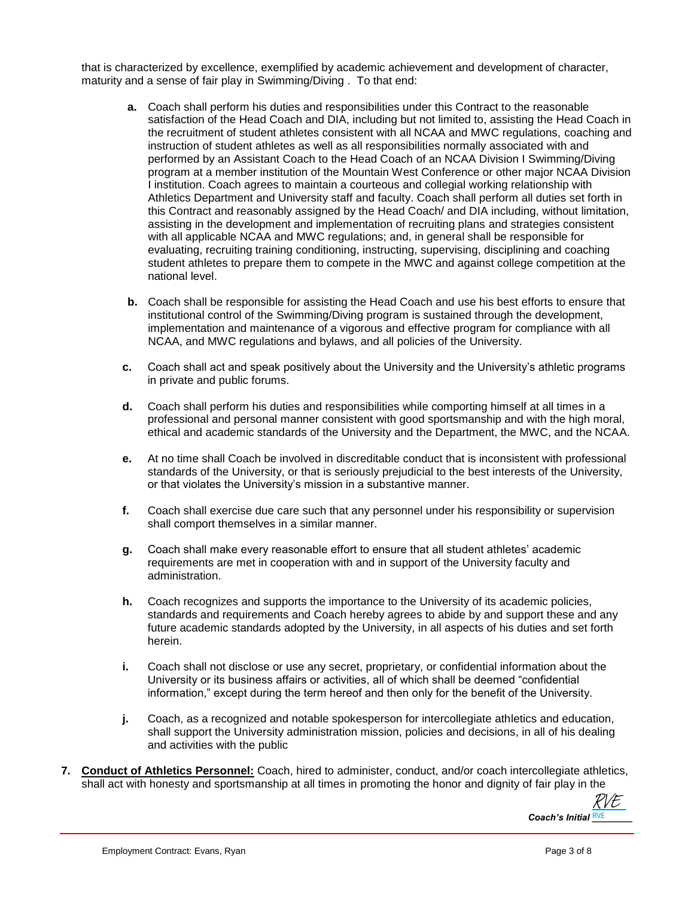that is characterized by excellence, exemplified by academic achievement and development of character, maturity and a sense of fair play in Swimming/Diving . To that end:

- **a.** Coach shall perform his duties and responsibilities under this Contract to the reasonable satisfaction of the Head Coach and DIA, including but not limited to, assisting the Head Coach in the recruitment of student athletes consistent with all NCAA and MWC regulations, coaching and instruction of student athletes as well as all responsibilities normally associated with and performed by an Assistant Coach to the Head Coach of an NCAA Division I Swimming/Diving program at a member institution of the Mountain West Conference or other major NCAA Division I institution. Coach agrees to maintain a courteous and collegial working relationship with Athletics Department and University staff and faculty. Coach shall perform all duties set forth in this Contract and reasonably assigned by the Head Coach/ and DIA including, without limitation, assisting in the development and implementation of recruiting plans and strategies consistent with all applicable NCAA and MWC regulations; and, in general shall be responsible for evaluating, recruiting training conditioning, instructing, supervising, disciplining and coaching student athletes to prepare them to compete in the MWC and against college competition at the national level.

- **b.** Coach shall be responsible for assisting the Head Coach and use his best efforts to ensure that institutional control of the Swimming/Diving program is sustained through the development, implementation and maintenance of a vigorous and effective program for compliance with all NCAA, and MWC regulations and bylaws, and all policies of the University.

- **c.** Coach shall act and speak positively about the University and the University's athletic programs in private and public forums.

- **d.** Coach shall perform his duties and responsibilities while comporting himself at all times in a professional and personal manner consistent with good sportsmanship and with the high moral, ethical and academic standards of the University and the Department, the MWC, and the NCAA.

- **e.** At no time shall Coach be involved in discreditable conduct that is inconsistent with professional standards of the University, or that is seriously prejudicial to the best interests of the University, or that violates the University's mission in a substantive manner.

- **f.** Coach shall exercise due care such that any personnel under his responsibility or supervision shall comport themselves in a similar manner.

- **g.** Coach shall make every reasonable effort to ensure that all student athletes' academic requirements are met in cooperation with and in support of the University faculty and administration.

- **h.** Coach recognizes and supports the importance to the University of its academic policies, standards and requirements and Coach hereby agrees to abide by and support these and any future academic standards adopted by the University, in all aspects of his duties and set forth herein.

- **i.** Coach shall not disclose or use any secret, proprietary, or confidential information about the University or its business affairs or activities, all of which shall be deemed "confidential information," except during the term hereof and then only for the benefit of the University.

- **j.** Coach, as a recognized and notable spokesperson for intercollegiate athletics and education, shall support the University administration mission, policies and decisions, in all of his dealing and activities with the public

**7. <u>Conduct of Athletics Personnel:</u>** Coach, hired to administer, conduct, and/or coach intercollegiate athletics, shall act with honesty and sportsmanship at all times in promoting the honor and dignity of fair play in the

*Coach's Initial* RVE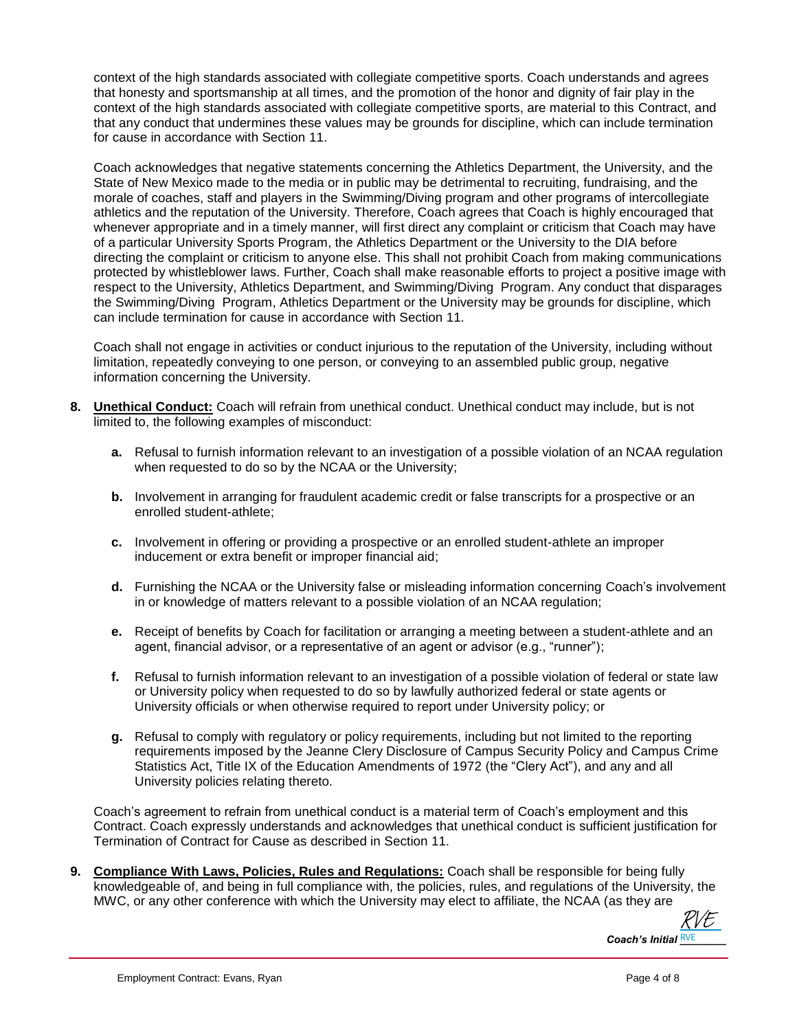context of the high standards associated with collegiate competitive sports. Coach understands and agrees that honesty and sportsmanship at all times, and the promotion of the honor and dignity of fair play in the context of the high standards associated with collegiate competitive sports, are material to this Contract, and that any conduct that undermines these values may be grounds for discipline, which can include termination for cause in accordance with Section 11.

Coach acknowledges that negative statements concerning the Athletics Department, the University, and the State of New Mexico made to the media or in public may be detrimental to recruiting, fundraising, and the morale of coaches, staff and players in the Swimming/Diving program and other programs of intercollegiate athletics and the reputation of the University. Therefore, Coach agrees that Coach is highly encouraged that whenever appropriate and in a timely manner, will first direct any complaint or criticism that Coach may have of a particular University Sports Program, the Athletics Department or the University to the DIA before directing the complaint or criticism to anyone else. This shall not prohibit Coach from making communications protected by whistleblower laws. Further, Coach shall make reasonable efforts to project a positive image with respect to the University, Athletics Department, and Swimming/Diving Program. Any conduct that disparages the Swimming/Diving Program, Athletics Department or the University may be grounds for discipline, which can include termination for cause in accordance with Section 11.

Coach shall not engage in activities or conduct injurious to the reputation of the University, including without limitation, repeatedly conveying to one person, or conveying to an assembled public group, negative information concerning the University.

**8. <u>Unethical Conduct:</u>** Coach will refrain from unethical conduct. Unethical conduct may include, but is not limited to, the following examples of misconduct:

   **a.** Refusal to furnish information relevant to an investigation of a possible violation of an NCAA regulation when requested to do so by the NCAA or the University;

   **b.** Involvement in arranging for fraudulent academic credit or false transcripts for a prospective or an enrolled student-athlete;

   **c.** Involvement in offering or providing a prospective or an enrolled student-athlete an improper inducement or extra benefit or improper financial aid;

   **d.** Furnishing the NCAA or the University false or misleading information concerning Coach's involvement in or knowledge of matters relevant to a possible violation of an NCAA regulation;

   **e.** Receipt of benefits by Coach for facilitation or arranging a meeting between a student-athlete and an agent, financial advisor, or a representative of an agent or advisor (e.g., "runner");

   **f.** Refusal to furnish information relevant to an investigation of a possible violation of federal or state law or University policy when requested to do so by lawfully authorized federal or state agents or University officials or when otherwise required to report under University policy; or

   **g.** Refusal to comply with regulatory or policy requirements, including but not limited to the reporting requirements imposed by the Jeanne Clery Disclosure of Campus Security Policy and Campus Crime Statistics Act, Title IX of the Education Amendments of 1972 (the "Clery Act"), and any and all University policies relating thereto.

Coach's agreement to refrain from unethical conduct is a material term of Coach's employment and this Contract. Coach expressly understands and acknowledges that unethical conduct is sufficient justification for Termination of Contract for Cause as described in Section 11.

**9. <u>Compliance With Laws, Policies, Rules and Regulations:</u>** Coach shall be responsible for being fully knowledgeable of, and being in full compliance with, the policies, rules, and regulations of the University, the MWC, or any other conference with which the University may elect to affiliate, the NCAA (as they are

***Coach's Initial*** RVE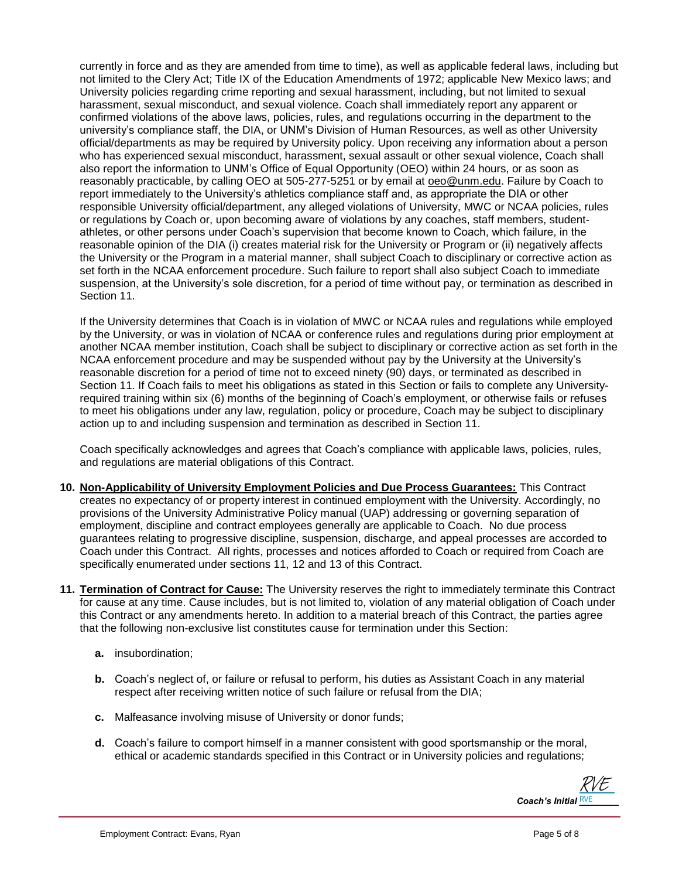currently in force and as they are amended from time to time), as well as applicable federal laws, including but not limited to the Clery Act; Title IX of the Education Amendments of 1972; applicable New Mexico laws; and University policies regarding crime reporting and sexual harassment, including, but not limited to sexual harassment, sexual misconduct, and sexual violence. Coach shall immediately report any apparent or confirmed violations of the above laws, policies, rules, and regulations occurring in the department to the university's compliance staff, the DIA, or UNM's Division of Human Resources, as well as other University official/departments as may be required by University policy. Upon receiving any information about a person who has experienced sexual misconduct, harassment, sexual assault or other sexual violence, Coach shall also report the information to UNM's Office of Equal Opportunity (OEO) within 24 hours, or as soon as reasonably practicable, by calling OEO at 505-277-5251 or by email at oeo@unm.edu. Failure by Coach to report immediately to the University's athletics compliance staff and, as appropriate the DIA or other responsible University official/department, any alleged violations of University, MWC or NCAA policies, rules or regulations by Coach or, upon becoming aware of violations by any coaches, staff members, student-athletes, or other persons under Coach's supervision that become known to Coach, which failure, in the reasonable opinion of the DIA (i) creates material risk for the University or Program or (ii) negatively affects the University or the Program in a material manner, shall subject Coach to disciplinary or corrective action as set forth in the NCAA enforcement procedure. Such failure to report shall also subject Coach to immediate suspension, at the University's sole discretion, for a period of time without pay, or termination as described in Section 11.

If the University determines that Coach is in violation of MWC or NCAA rules and regulations while employed by the University, or was in violation of NCAA or conference rules and regulations during prior employment at another NCAA member institution, Coach shall be subject to disciplinary or corrective action as set forth in the NCAA enforcement procedure and may be suspended without pay by the University at the University's reasonable discretion for a period of time not to exceed ninety (90) days, or terminated as described in Section 11. If Coach fails to meet his obligations as stated in this Section or fails to complete any University-required training within six (6) months of the beginning of Coach's employment, or otherwise fails or refuses to meet his obligations under any law, regulation, policy or procedure, Coach may be subject to disciplinary action up to and including suspension and termination as described in Section 11.

Coach specifically acknowledges and agrees that Coach's compliance with applicable laws, policies, rules, and regulations are material obligations of this Contract.

10. **Non-Applicability of University Employment Policies and Due Process Guarantees:** This Contract creates no expectancy of or property interest in continued employment with the University. Accordingly, no provisions of the University Administrative Policy manual (UAP) addressing or governing separation of employment, discipline and contract employees generally are applicable to Coach. No due process guarantees relating to progressive discipline, suspension, discharge, and appeal processes are accorded to Coach under this Contract. All rights, processes and notices afforded to Coach or required from Coach are specifically enumerated under sections 11, 12 and 13 of this Contract.

11. **Termination of Contract for Cause:** The University reserves the right to immediately terminate this Contract for cause at any time. Cause includes, but is not limited to, violation of any material obligation of Coach under this Contract or any amendments hereto. In addition to a material breach of this Contract, the parties agree that the following non-exclusive list constitutes cause for termination under this Section:

    **a.** insubordination;

    **b.** Coach's neglect of, or failure or refusal to perform, his duties as Assistant Coach in any material respect after receiving written notice of such failure or refusal from the DIA;

    **c.** Malfeasance involving misuse of University or donor funds;

    **d.** Coach's failure to comport himself in a manner consistent with good sportsmanship or the moral, ethical or academic standards specified in this Contract or in University policies and regulations;

*Coach's Initial* RVE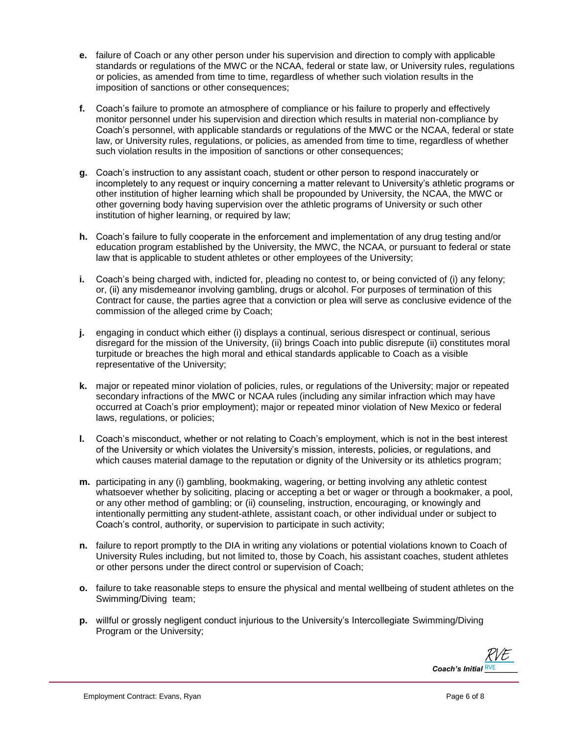**e.** failure of Coach or any other person under his supervision and direction to comply with applicable standards or regulations of the MWC or the NCAA, federal or state law, or University rules, regulations or policies, as amended from time to time, regardless of whether such violation results in the imposition of sanctions or other consequences;

**f.** Coach's failure to promote an atmosphere of compliance or his failure to properly and effectively monitor personnel under his supervision and direction which results in material non-compliance by Coach's personnel, with applicable standards or regulations of the MWC or the NCAA, federal or state law, or University rules, regulations, or policies, as amended from time to time, regardless of whether such violation results in the imposition of sanctions or other consequences;

**g.** Coach's instruction to any assistant coach, student or other person to respond inaccurately or incompletely to any request or inquiry concerning a matter relevant to University's athletic programs or other institution of higher learning which shall be propounded by University, the NCAA, the MWC or other governing body having supervision over the athletic programs of University or such other institution of higher learning, or required by law;

**h.** Coach's failure to fully cooperate in the enforcement and implementation of any drug testing and/or education program established by the University, the MWC, the NCAA, or pursuant to federal or state law that is applicable to student athletes or other employees of the University;

**i.** Coach's being charged with, indicted for, pleading no contest to, or being convicted of (i) any felony; or, (ii) any misdemeanor involving gambling, drugs or alcohol. For purposes of termination of this Contract for cause, the parties agree that a conviction or plea will serve as conclusive evidence of the commission of the alleged crime by Coach;

**j.** engaging in conduct which either (i) displays a continual, serious disrespect or continual, serious disregard for the mission of the University, (ii) brings Coach into public disrepute (ii) constitutes moral turpitude or breaches the high moral and ethical standards applicable to Coach as a visible representative of the University;

**k.** major or repeated minor violation of policies, rules, or regulations of the University; major or repeated secondary infractions of the MWC or NCAA rules (including any similar infraction which may have occurred at Coach's prior employment); major or repeated minor violation of New Mexico or federal laws, regulations, or policies;

**l.** Coach's misconduct, whether or not relating to Coach's employment, which is not in the best interest of the University or which violates the University's mission, interests, policies, or regulations, and which causes material damage to the reputation or dignity of the University or its athletics program;

**m.** participating in any (i) gambling, bookmaking, wagering, or betting involving any athletic contest whatsoever whether by soliciting, placing or accepting a bet or wager or through a bookmaker, a pool, or any other method of gambling; or (ii) counseling, instruction, encouraging, or knowingly and intentionally permitting any student-athlete, assistant coach, or other individual under or subject to Coach's control, authority, or supervision to participate in such activity;

**n.** failure to report promptly to the DIA in writing any violations or potential violations known to Coach of University Rules including, but not limited to, those by Coach, his assistant coaches, student athletes or other persons under the direct control or supervision of Coach;

**o.** failure to take reasonable steps to ensure the physical and mental wellbeing of student athletes on the Swimming/Diving team;

**p.** willful or grossly negligent conduct injurious to the University's Intercollegiate Swimming/Diving Program or the University;

*Coach's Initial* RVE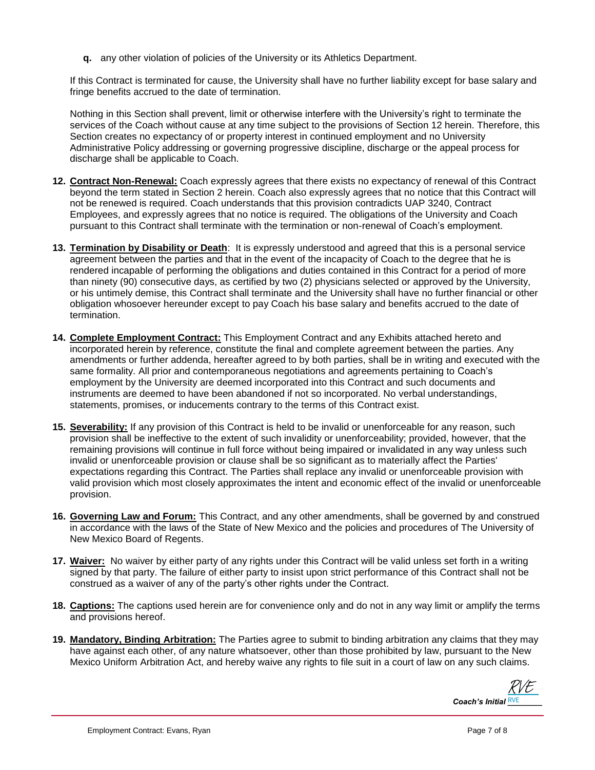**q.** any other violation of policies of the University or its Athletics Department.

If this Contract is terminated for cause, the University shall have no further liability except for base salary and fringe benefits accrued to the date of termination.

Nothing in this Section shall prevent, limit or otherwise interfere with the University's right to terminate the services of the Coach without cause at any time subject to the provisions of Section 12 herein. Therefore, this Section creates no expectancy of or property interest in continued employment and no University Administrative Policy addressing or governing progressive discipline, discharge or the appeal process for discharge shall be applicable to Coach.

**12. <u>Contract Non-Renewal:</u>** Coach expressly agrees that there exists no expectancy of renewal of this Contract beyond the term stated in Section 2 herein. Coach also expressly agrees that no notice that this Contract will not be renewed is required. Coach understands that this provision contradicts UAP 3240, Contract Employees, and expressly agrees that no notice is required. The obligations of the University and Coach pursuant to this Contract shall terminate with the termination or non-renewal of Coach's employment.

**13. <u>Termination by Disability or Death</u>**: It is expressly understood and agreed that this is a personal service agreement between the parties and that in the event of the incapacity of Coach to the degree that he is rendered incapable of performing the obligations and duties contained in this Contract for a period of more than ninety (90) consecutive days, as certified by two (2) physicians selected or approved by the University, or his untimely demise, this Contract shall terminate and the University shall have no further financial or other obligation whosoever hereunder except to pay Coach his base salary and benefits accrued to the date of termination.

**14. <u>Complete Employment Contract:</u>** This Employment Contract and any Exhibits attached hereto and incorporated herein by reference, constitute the final and complete agreement between the parties. Any amendments or further addenda, hereafter agreed to by both parties, shall be in writing and executed with the same formality. All prior and contemporaneous negotiations and agreements pertaining to Coach's employment by the University are deemed incorporated into this Contract and such documents and instruments are deemed to have been abandoned if not so incorporated. No verbal understandings, statements, promises, or inducements contrary to the terms of this Contract exist.

**15. <u>Severability:</u>** If any provision of this Contract is held to be invalid or unenforceable for any reason, such provision shall be ineffective to the extent of such invalidity or unenforceability; provided, however, that the remaining provisions will continue in full force without being impaired or invalidated in any way unless such invalid or unenforceable provision or clause shall be so significant as to materially affect the Parties' expectations regarding this Contract. The Parties shall replace any invalid or unenforceable provision with valid provision which most closely approximates the intent and economic effect of the invalid or unenforceable provision.

**16. <u>Governing Law and Forum:</u>** This Contract, and any other amendments, shall be governed by and construed in accordance with the laws of the State of New Mexico and the policies and procedures of The University of New Mexico Board of Regents.

**17. <u>Waiver:</u>** No waiver by either party of any rights under this Contract will be valid unless set forth in a writing signed by that party. The failure of either party to insist upon strict performance of this Contract shall not be construed as a waiver of any of the party's other rights under the Contract.

**18. <u>Captions:</u>** The captions used herein are for convenience only and do not in any way limit or amplify the terms and provisions hereof.

**19. <u>Mandatory, Binding Arbitration:</u>** The Parties agree to submit to binding arbitration any claims that they may have against each other, of any nature whatsoever, other than those prohibited by law, pursuant to the New Mexico Uniform Arbitration Act, and hereby waive any rights to file suit in a court of law on any such claims.

RVE
***Coach's Initial*** RVE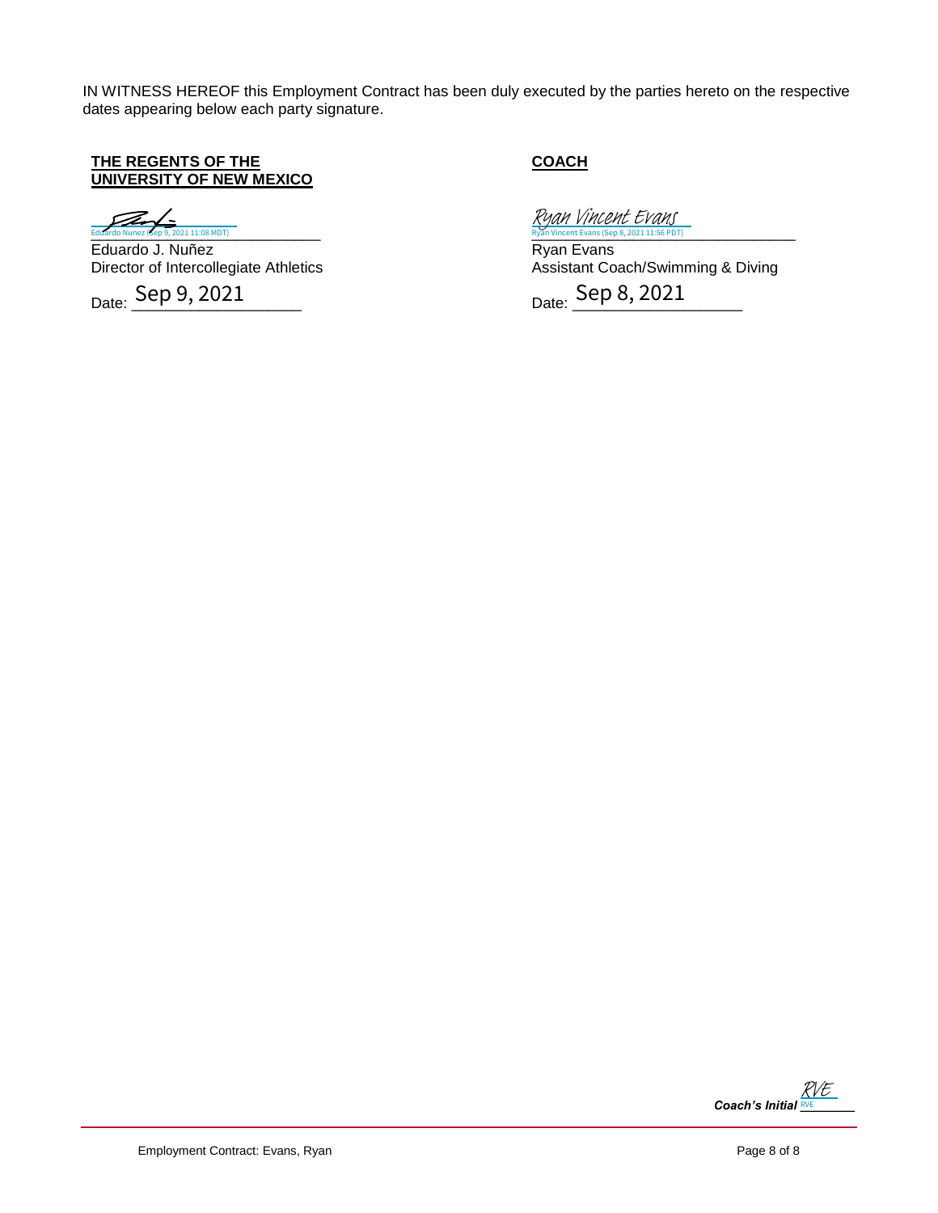IN WITNESS HEREOF this Employment Contract has been duly executed by the parties hereto on the respective dates appearing below each party signature.

**THE REGENTS OF THE UNIVERSITY OF NEW MEXICO**

Eduardo Nunez (Sep 9, 2021 11:08 MDT)

Eduardo J. Nuñez
Director of Intercollegiate Athletics

Date: Sep 9, 2021

**COACH**

Ryan Vincent Evans
Ryan Vincent Evans (Sep 8, 2021 11:56 PDT)

Ryan Evans
Assistant Coach/Swimming & Diving

Date: Sep 8, 2021

***Coach's Initial*** RVE